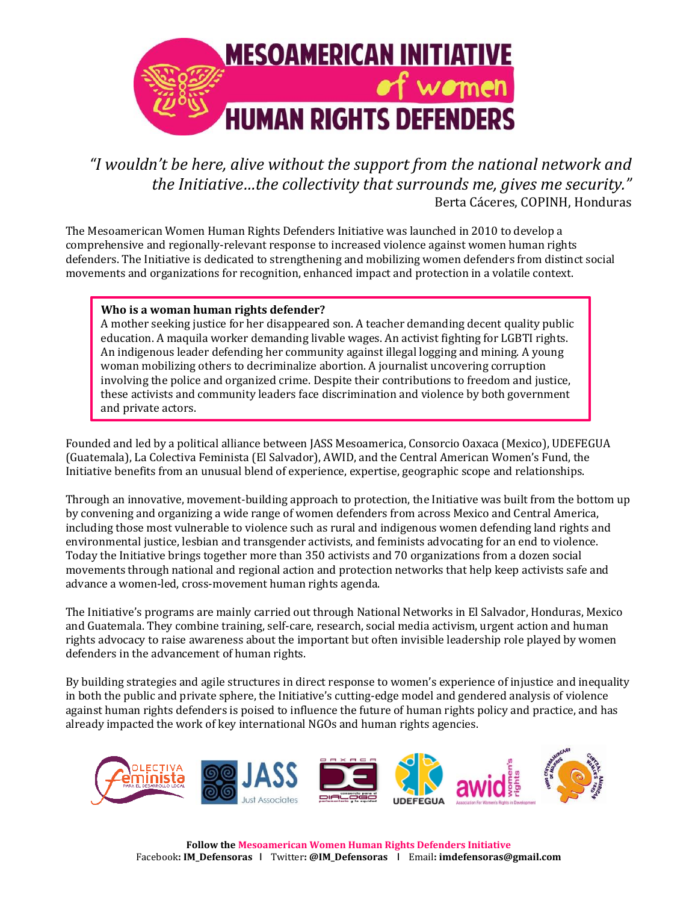# MESOAMERICAN INITIATIVE of women HUMAN RIGHTS DEFENDERS

*"I wouldn't be here, alive without the support from the national network and the Initiative…the collectivity that surrounds me, gives me security."*
Berta Cáceres, COPINH, Honduras

The Mesoamerican Women Human Rights Defenders Initiative was launched in 2010 to develop a comprehensive and regionally-relevant response to increased violence against women human rights defenders. The Initiative is dedicated to strengthening and mobilizing women defenders from distinct social movements and organizations for recognition, enhanced impact and protection in a volatile context.

> **Who is a woman human rights defender?**
> A mother seeking justice for her disappeared son. A teacher demanding decent quality public education. A maquila worker demanding livable wages. An activist fighting for LGBTI rights. An indigenous leader defending her community against illegal logging and mining. A young woman mobilizing others to decriminalize abortion. A journalist uncovering corruption involving the police and organized crime. Despite their contributions to freedom and justice, these activists and community leaders face discrimination and violence by both government and private actors.

Founded and led by a political alliance between JASS Mesoamerica, Consorcio Oaxaca (Mexico), UDEFEGUA (Guatemala), La Colectiva Feminista (El Salvador), AWID, and the Central American Women's Fund, the Initiative benefits from an unusual blend of experience, expertise, geographic scope and relationships.

Through an innovative, movement-building approach to protection, the Initiative was built from the bottom up by convening and organizing a wide range of women defenders from across Mexico and Central America, including those most vulnerable to violence such as rural and indigenous women defending land rights and environmental justice, lesbian and transgender activists, and feminists advocating for an end to violence. Today the Initiative brings together more than 350 activists and 70 organizations from a dozen social movements through national and regional action and protection networks that help keep activists safe and advance a women-led, cross-movement human rights agenda.

The Initiative's programs are mainly carried out through National Networks in El Salvador, Honduras, Mexico and Guatemala. They combine training, self-care, research, social media activism, urgent action and human rights advocacy to raise awareness about the important but often invisible leadership role played by women defenders in the advancement of human rights.

By building strategies and agile structures in direct response to women's experience of injustice and inequality in both the public and private sphere, the Initiative's cutting-edge model and gendered analysis of violence against human rights defenders is poised to influence the future of human rights policy and practice, and has already impacted the work of key international NGOs and human rights agencies.

**Follow the Mesoamerican Women Human Rights Defenders Initiative**
Facebook**: IM_Defensoras** | Twitter**: @IM_Defensoras** | Email**: imdefensoras@gmail.com**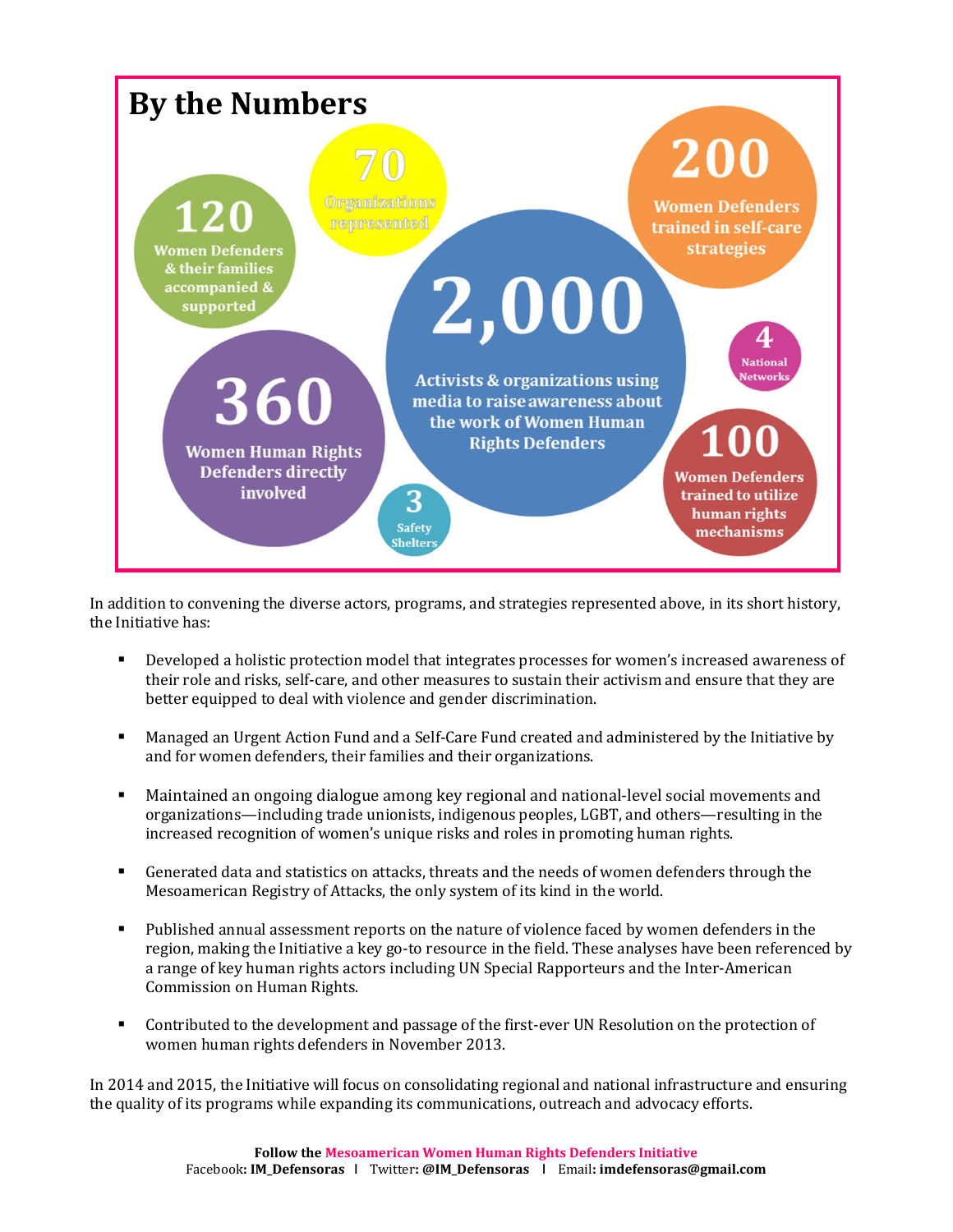## By the Numbers

120
Women Defenders & their families accompanied & supported

70
Organizations represented

200
Women Defenders trained in self-care strategies

2,000
Activists & organizations using media to raise awareness about the work of Women Human Rights Defenders

4
National Networks

360
Women Human Rights Defenders directly involved

3
Safety Shelters

100
Women Defenders trained to utilize human rights mechanisms

In addition to convening the diverse actors, programs, and strategies represented above, in its short history, the Initiative has:

- Developed a holistic protection model that integrates processes for women's increased awareness of their role and risks, self-care, and other measures to sustain their activism and ensure that they are better equipped to deal with violence and gender discrimination.
- Managed an Urgent Action Fund and a Self-Care Fund created and administered by the Initiative by and for women defenders, their families and their organizations.
- Maintained an ongoing dialogue among key regional and national-level social movements and organizations—including trade unionists, indigenous peoples, LGBT, and others—resulting in the increased recognition of women's unique risks and roles in promoting human rights.
- Generated data and statistics on attacks, threats and the needs of women defenders through the Mesoamerican Registry of Attacks, the only system of its kind in the world.
- Published annual assessment reports on the nature of violence faced by women defenders in the region, making the Initiative a key go-to resource in the field. These analyses have been referenced by a range of key human rights actors including UN Special Rapporteurs and the Inter-American Commission on Human Rights.
- Contributed to the development and passage of the first-ever UN Resolution on the protection of women human rights defenders in November 2013.

In 2014 and 2015, the Initiative will focus on consolidating regional and national infrastructure and ensuring the quality of its programs while expanding its communications, outreach and advocacy efforts.

**Follow the Mesoamerican Women Human Rights Defenders Initiative**
Facebook**: IM_Defensoras** | Twitter**: @IM_Defensoras** | Email**: imdefensoras@gmail.com**